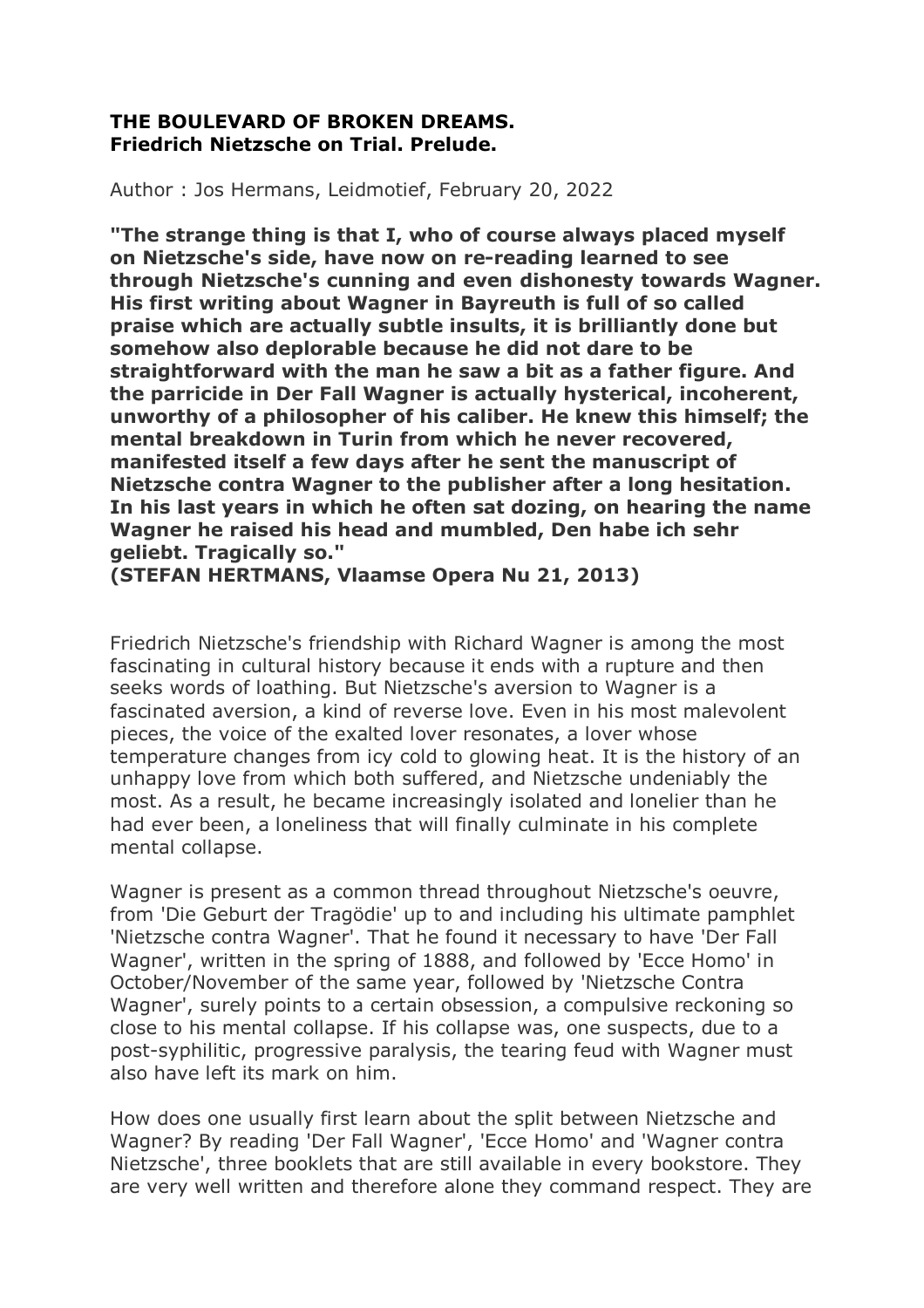**THE BOULEVARD OF BROKEN DREAMS.**
**Friedrich Nietzsche on Trial. Prelude.**

Author : Jos Hermans, Leidmotief, February 20, 2022

**"The strange thing is that I, who of course always placed myself on Nietzsche's side, have now on re-reading learned to see through Nietzsche's cunning and even dishonesty towards Wagner. His first writing about Wagner in Bayreuth is full of so called praise which are actually subtle insults, it is brilliantly done but somehow also deplorable because he did not dare to be straightforward with the man he saw a bit as a father figure. And the parricide in Der Fall Wagner is actually hysterical, incoherent, unworthy of a philosopher of his caliber. He knew this himself; the mental breakdown in Turin from which he never recovered, manifested itself a few days after he sent the manuscript of Nietzsche contra Wagner to the publisher after a long hesitation. In his last years in which he often sat dozing, on hearing the name Wagner he raised his head and mumbled, Den habe ich sehr geliebt. Tragically so."**
**(STEFAN HERTMANS, Vlaamse Opera Nu 21, 2013)**

Friedrich Nietzsche's friendship with Richard Wagner is among the most fascinating in cultural history because it ends with a rupture and then seeks words of loathing. But Nietzsche's aversion to Wagner is a fascinated aversion, a kind of reverse love. Even in his most malevolent pieces, the voice of the exalted lover resonates, a lover whose temperature changes from icy cold to glowing heat. It is the history of an unhappy love from which both suffered, and Nietzsche undeniably the most. As a result, he became increasingly isolated and lonelier than he had ever been, a loneliness that will finally culminate in his complete mental collapse.

Wagner is present as a common thread throughout Nietzsche's oeuvre, from 'Die Geburt der Tragödie' up to and including his ultimate pamphlet 'Nietzsche contra Wagner'. That he found it necessary to have 'Der Fall Wagner', written in the spring of 1888, and followed by 'Ecce Homo' in October/November of the same year, followed by 'Nietzsche Contra Wagner', surely points to a certain obsession, a compulsive reckoning so close to his mental collapse. If his collapse was, one suspects, due to a post-syphilitic, progressive paralysis, the tearing feud with Wagner must also have left its mark on him.

How does one usually first learn about the split between Nietzsche and Wagner? By reading 'Der Fall Wagner', 'Ecce Homo' and 'Wagner contra Nietzsche', three booklets that are still available in every bookstore. They are very well written and therefore alone they command respect. They are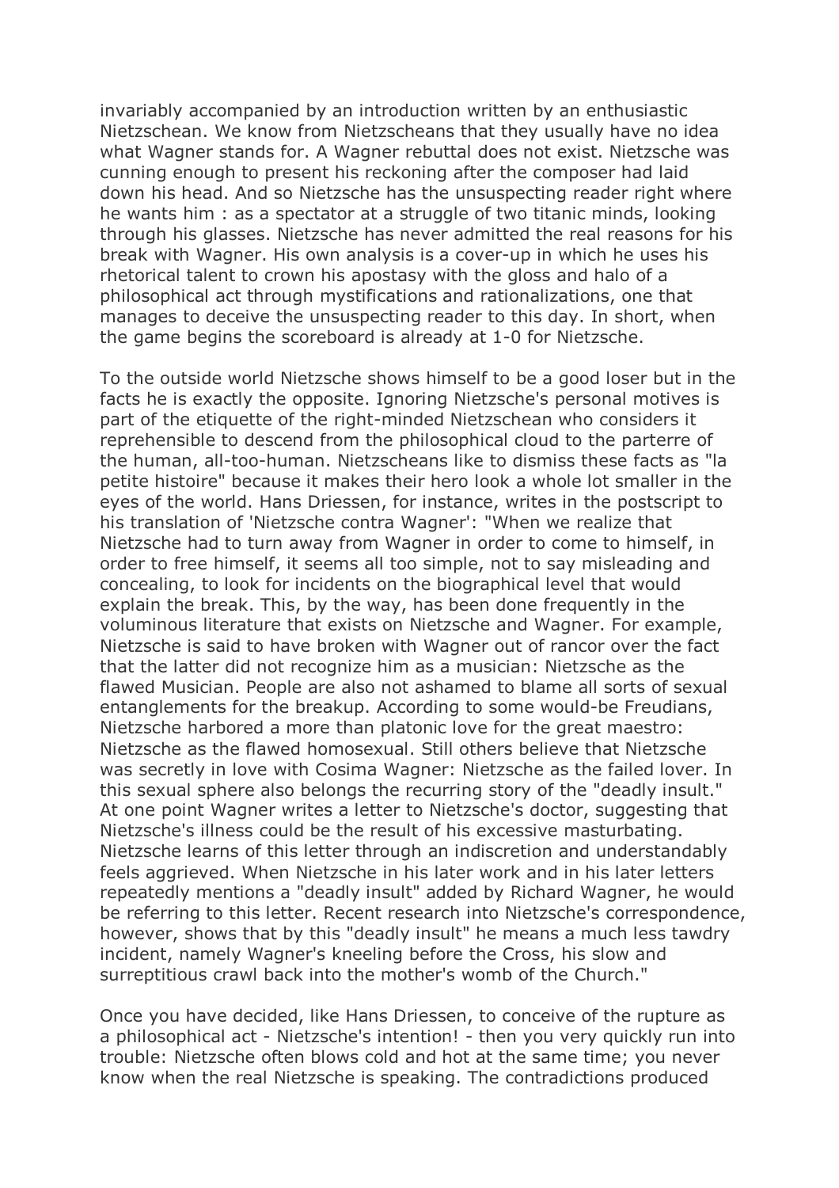invariably accompanied by an introduction written by an enthusiastic Nietzschean. We know from Nietzscheans that they usually have no idea what Wagner stands for. A Wagner rebuttal does not exist. Nietzsche was cunning enough to present his reckoning after the composer had laid down his head. And so Nietzsche has the unsuspecting reader right where he wants him : as a spectator at a struggle of two titanic minds, looking through his glasses. Nietzsche has never admitted the real reasons for his break with Wagner. His own analysis is a cover-up in which he uses his rhetorical talent to crown his apostasy with the gloss and halo of a philosophical act through mystifications and rationalizations, one that manages to deceive the unsuspecting reader to this day. In short, when the game begins the scoreboard is already at 1-0 for Nietzsche.

To the outside world Nietzsche shows himself to be a good loser but in the facts he is exactly the opposite. Ignoring Nietzsche's personal motives is part of the etiquette of the right-minded Nietzschean who considers it reprehensible to descend from the philosophical cloud to the parterre of the human, all-too-human. Nietzscheans like to dismiss these facts as "la petite histoire" because it makes their hero look a whole lot smaller in the eyes of the world. Hans Driessen, for instance, writes in the postscript to his translation of 'Nietzsche contra Wagner': "When we realize that Nietzsche had to turn away from Wagner in order to come to himself, in order to free himself, it seems all too simple, not to say misleading and concealing, to look for incidents on the biographical level that would explain the break. This, by the way, has been done frequently in the voluminous literature that exists on Nietzsche and Wagner. For example, Nietzsche is said to have broken with Wagner out of rancor over the fact that the latter did not recognize him as a musician: Nietzsche as the flawed Musician. People are also not ashamed to blame all sorts of sexual entanglements for the breakup. According to some would-be Freudians, Nietzsche harbored a more than platonic love for the great maestro: Nietzsche as the flawed homosexual. Still others believe that Nietzsche was secretly in love with Cosima Wagner: Nietzsche as the failed lover. In this sexual sphere also belongs the recurring story of the "deadly insult." At one point Wagner writes a letter to Nietzsche's doctor, suggesting that Nietzsche's illness could be the result of his excessive masturbating. Nietzsche learns of this letter through an indiscretion and understandably feels aggrieved. When Nietzsche in his later work and in his later letters repeatedly mentions a "deadly insult" added by Richard Wagner, he would be referring to this letter. Recent research into Nietzsche's correspondence, however, shows that by this "deadly insult" he means a much less tawdry incident, namely Wagner's kneeling before the Cross, his slow and surreptitious crawl back into the mother's womb of the Church."

Once you have decided, like Hans Driessen, to conceive of the rupture as a philosophical act - Nietzsche's intention! - then you very quickly run into trouble: Nietzsche often blows cold and hot at the same time; you never know when the real Nietzsche is speaking. The contradictions produced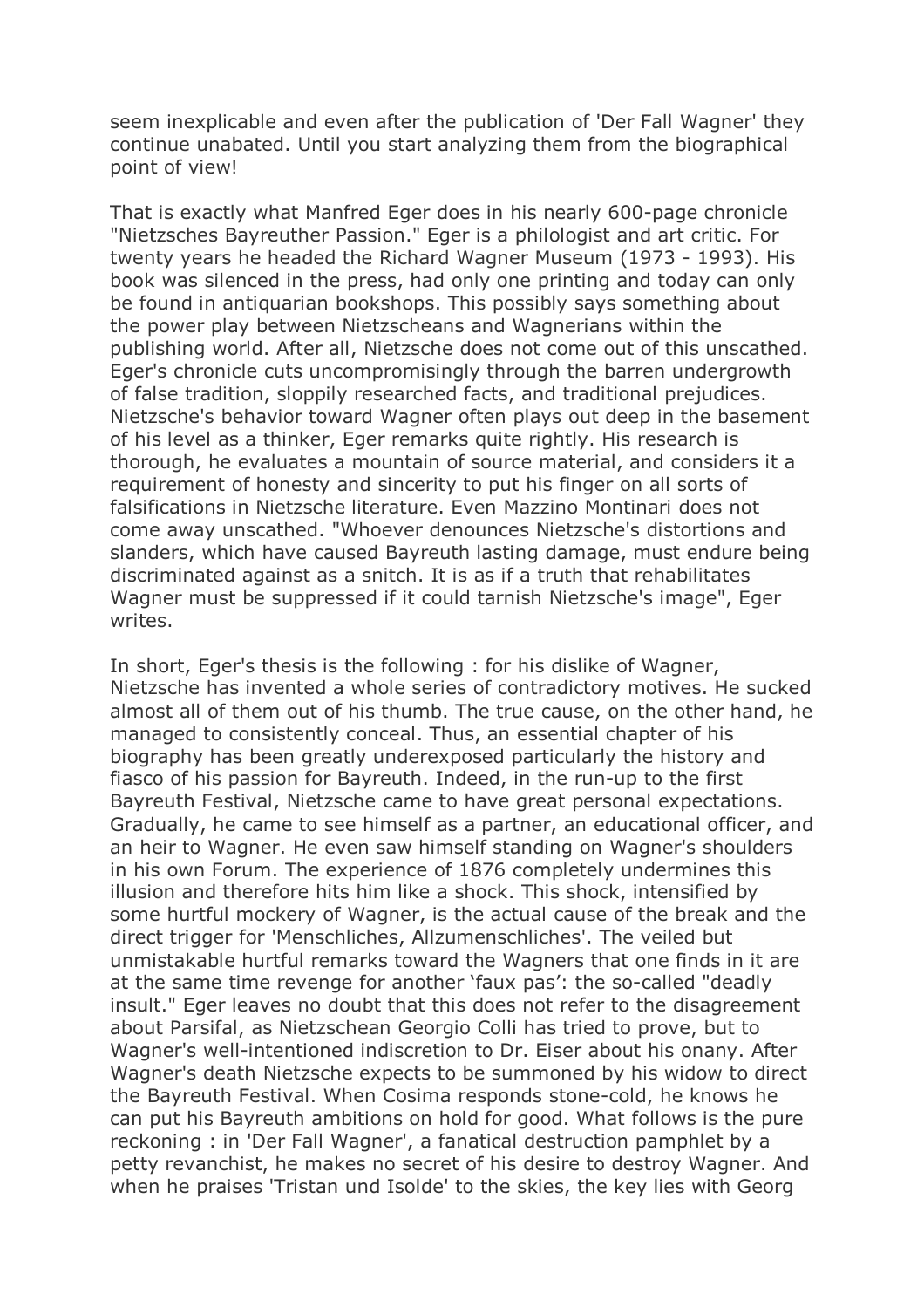seem inexplicable and even after the publication of 'Der Fall Wagner' they continue unabated. Until you start analyzing them from the biographical point of view!

That is exactly what Manfred Eger does in his nearly 600-page chronicle "Nietzsches Bayreuther Passion." Eger is a philologist and art critic. For twenty years he headed the Richard Wagner Museum (1973 - 1993). His book was silenced in the press, had only one printing and today can only be found in antiquarian bookshops. This possibly says something about the power play between Nietzscheans and Wagnerians within the publishing world. After all, Nietzsche does not come out of this unscathed. Eger's chronicle cuts uncompromisingly through the barren undergrowth of false tradition, sloppily researched facts, and traditional prejudices. Nietzsche's behavior toward Wagner often plays out deep in the basement of his level as a thinker, Eger remarks quite rightly. His research is thorough, he evaluates a mountain of source material, and considers it a requirement of honesty and sincerity to put his finger on all sorts of falsifications in Nietzsche literature. Even Mazzino Montinari does not come away unscathed. "Whoever denounces Nietzsche's distortions and slanders, which have caused Bayreuth lasting damage, must endure being discriminated against as a snitch. It is as if a truth that rehabilitates Wagner must be suppressed if it could tarnish Nietzsche's image", Eger writes.

In short, Eger's thesis is the following : for his dislike of Wagner, Nietzsche has invented a whole series of contradictory motives. He sucked almost all of them out of his thumb. The true cause, on the other hand, he managed to consistently conceal. Thus, an essential chapter of his biography has been greatly underexposed particularly the history and fiasco of his passion for Bayreuth. Indeed, in the run-up to the first Bayreuth Festival, Nietzsche came to have great personal expectations. Gradually, he came to see himself as a partner, an educational officer, and an heir to Wagner. He even saw himself standing on Wagner's shoulders in his own Forum. The experience of 1876 completely undermines this illusion and therefore hits him like a shock. This shock, intensified by some hurtful mockery of Wagner, is the actual cause of the break and the direct trigger for 'Menschliches, Allzumenschliches'. The veiled but unmistakable hurtful remarks toward the Wagners that one finds in it are at the same time revenge for another 'faux pas': the so-called "deadly insult." Eger leaves no doubt that this does not refer to the disagreement about Parsifal, as Nietzschean Georgio Colli has tried to prove, but to Wagner's well-intentioned indiscretion to Dr. Eiser about his onany. After Wagner's death Nietzsche expects to be summoned by his widow to direct the Bayreuth Festival. When Cosima responds stone-cold, he knows he can put his Bayreuth ambitions on hold for good. What follows is the pure reckoning : in 'Der Fall Wagner', a fanatical destruction pamphlet by a petty revanchist, he makes no secret of his desire to destroy Wagner. And when he praises 'Tristan und Isolde' to the skies, the key lies with Georg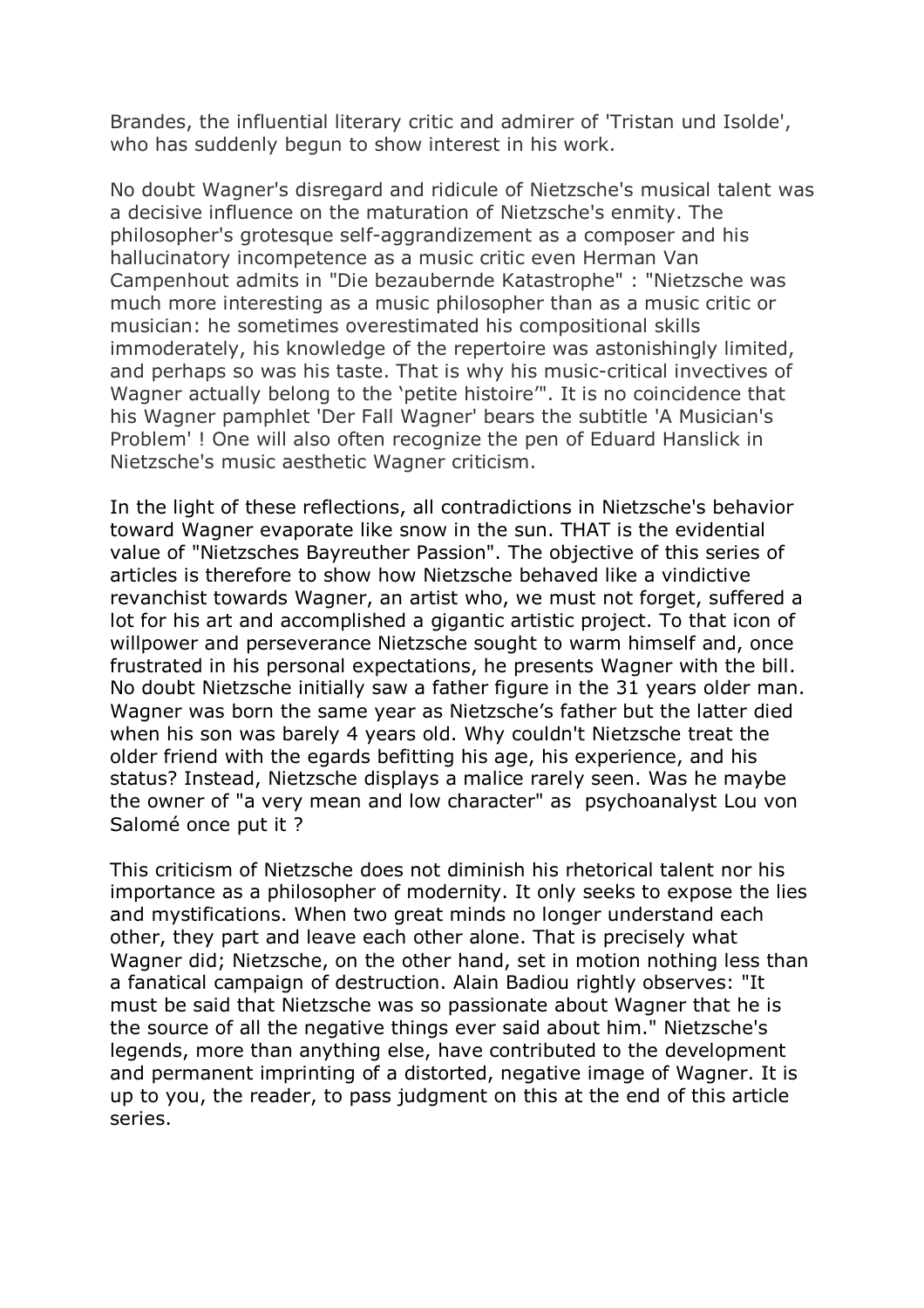Brandes, the influential literary critic and admirer of 'Tristan und Isolde', who has suddenly begun to show interest in his work.

No doubt Wagner's disregard and ridicule of Nietzsche's musical talent was a decisive influence on the maturation of Nietzsche's enmity. The philosopher's grotesque self-aggrandizement as a composer and his hallucinatory incompetence as a music critic even Herman Van Campenhout admits in "Die bezaubernde Katastrophe" : "Nietzsche was much more interesting as a music philosopher than as a music critic or musician: he sometimes overestimated his compositional skills immoderately, his knowledge of the repertoire was astonishingly limited, and perhaps so was his taste. That is why his music-critical invectives of Wagner actually belong to the 'petite histoire'". It is no coincidence that his Wagner pamphlet 'Der Fall Wagner' bears the subtitle 'A Musician's Problem' ! One will also often recognize the pen of Eduard Hanslick in Nietzsche's music aesthetic Wagner criticism.

In the light of these reflections, all contradictions in Nietzsche's behavior toward Wagner evaporate like snow in the sun. THAT is the evidential value of "Nietzsches Bayreuther Passion". The objective of this series of articles is therefore to show how Nietzsche behaved like a vindictive revanchist towards Wagner, an artist who, we must not forget, suffered a lot for his art and accomplished a gigantic artistic project. To that icon of willpower and perseverance Nietzsche sought to warm himself and, once frustrated in his personal expectations, he presents Wagner with the bill. No doubt Nietzsche initially saw a father figure in the 31 years older man. Wagner was born the same year as Nietzsche's father but the latter died when his son was barely 4 years old. Why couldn't Nietzsche treat the older friend with the egards befitting his age, his experience, and his status? Instead, Nietzsche displays a malice rarely seen. Was he maybe the owner of "a very mean and low character" as psychoanalyst Lou von Salomé once put it ?

This criticism of Nietzsche does not diminish his rhetorical talent nor his importance as a philosopher of modernity. It only seeks to expose the lies and mystifications. When two great minds no longer understand each other, they part and leave each other alone. That is precisely what Wagner did; Nietzsche, on the other hand, set in motion nothing less than a fanatical campaign of destruction. Alain Badiou rightly observes: "It must be said that Nietzsche was so passionate about Wagner that he is the source of all the negative things ever said about him." Nietzsche's legends, more than anything else, have contributed to the development and permanent imprinting of a distorted, negative image of Wagner. It is up to you, the reader, to pass judgment on this at the end of this article series.